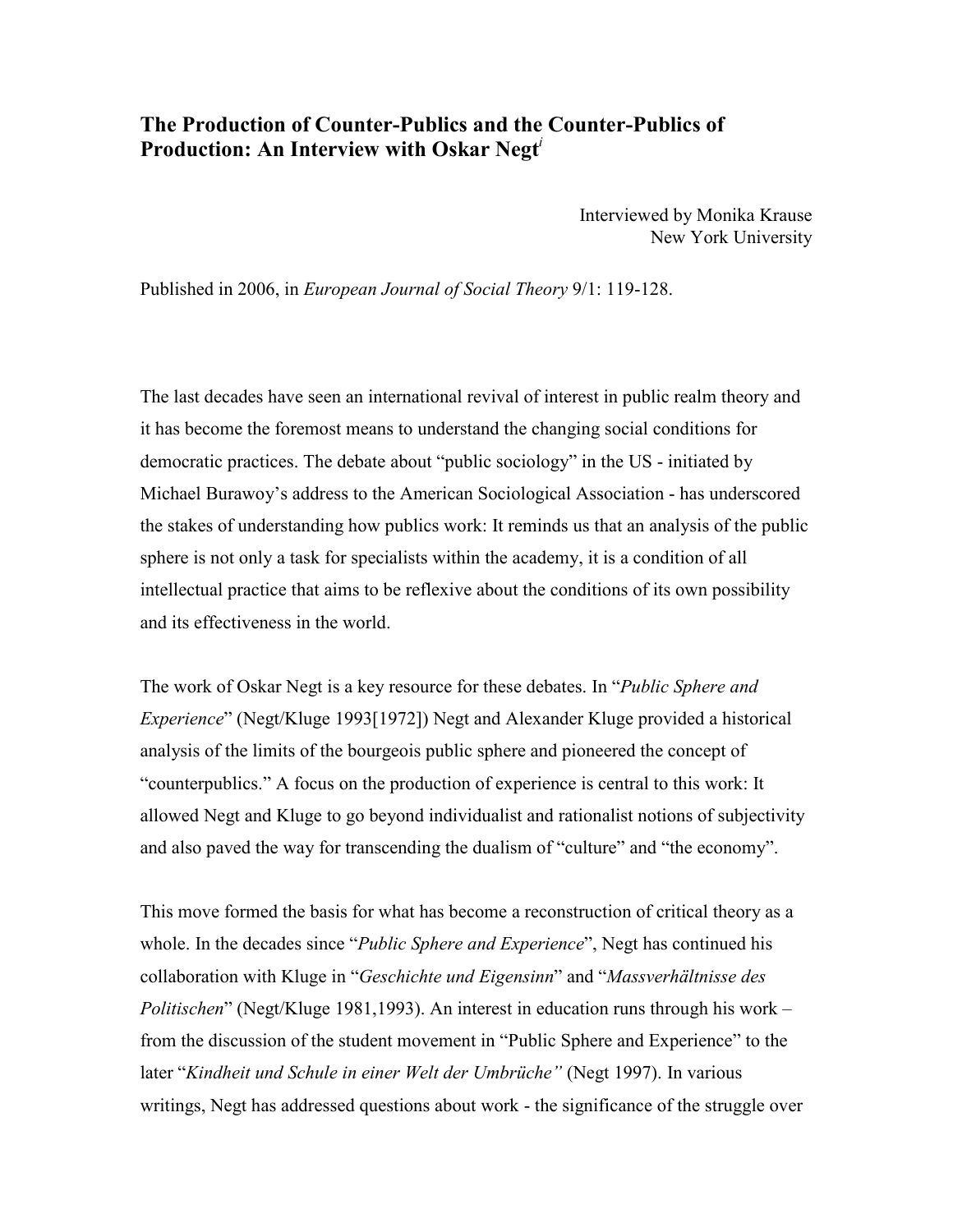# The Production of Counter-Publics and the Counter-Publics of Production: An Interview with Oskar Negt[i]

Interviewed by Monika Krause
New York University

Published in 2006, in *European Journal of Social Theory* 9/1: 119-128.

The last decades have seen an international revival of interest in public realm theory and it has become the foremost means to understand the changing social conditions for democratic practices. The debate about "public sociology" in the US - initiated by Michael Burawoy's address to the American Sociological Association - has underscored the stakes of understanding how publics work: It reminds us that an analysis of the public sphere is not only a task for specialists within the academy, it is a condition of all intellectual practice that aims to be reflexive about the conditions of its own possibility and its effectiveness in the world.

The work of Oskar Negt is a key resource for these debates. In "*Public Sphere and Experience*" (Negt/Kluge 1993[1972]) Negt and Alexander Kluge provided a historical analysis of the limits of the bourgeois public sphere and pioneered the concept of "counterpublics." A focus on the production of experience is central to this work: It allowed Negt and Kluge to go beyond individualist and rationalist notions of subjectivity and also paved the way for transcending the dualism of "culture" and "the economy".

This move formed the basis for what has become a reconstruction of critical theory as a whole. In the decades since "*Public Sphere and Experience*", Negt has continued his collaboration with Kluge in "*Geschichte und Eigensinn*" and "*Massverhältnisse des Politischen*" (Negt/Kluge 1981,1993). An interest in education runs through his work – from the discussion of the student movement in "Public Sphere and Experience" to the later "*Kindheit und Schule in einer Welt der Umbrüche"* (Negt 1997). In various writings, Negt has addressed questions about work - the significance of the struggle over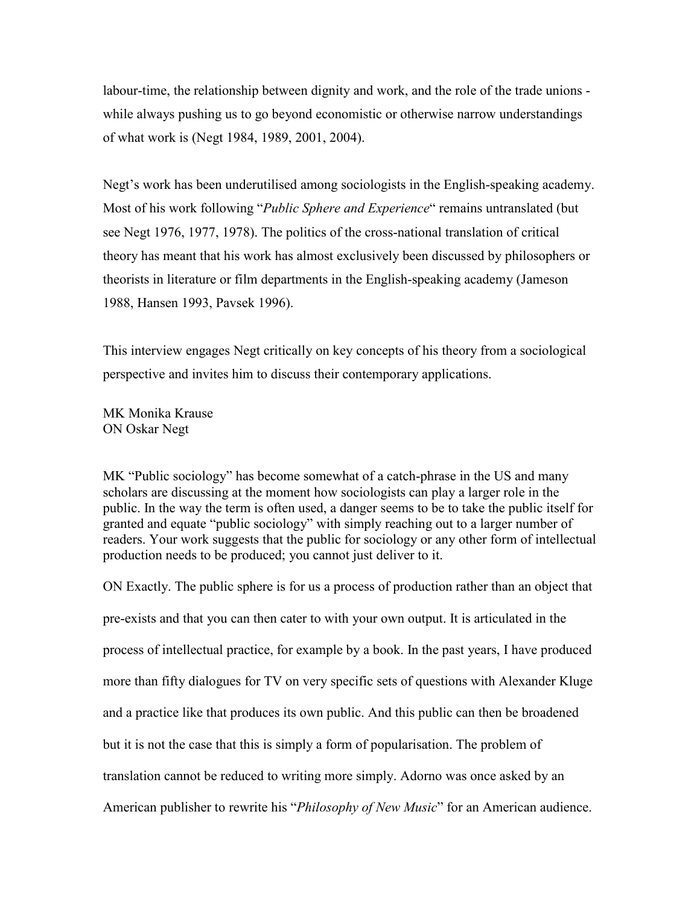labour-time, the relationship between dignity and work, and the role of the trade unions - while always pushing us to go beyond economistic or otherwise narrow understandings of what work is (Negt 1984, 1989, 2001, 2004).

Negt's work has been underutilised among sociologists in the English-speaking academy. Most of his work following "*Public Sphere and Experience*" remains untranslated (but see Negt 1976, 1977, 1978). The politics of the cross-national translation of critical theory has meant that his work has almost exclusively been discussed by philosophers or theorists in literature or film departments in the English-speaking academy (Jameson 1988, Hansen 1993, Pavsek 1996).

This interview engages Negt critically on key concepts of his theory from a sociological perspective and invites him to discuss their contemporary applications.

MK Monika Krause
ON Oskar Negt

MK "Public sociology" has become somewhat of a catch-phrase in the US and many scholars are discussing at the moment how sociologists can play a larger role in the public. In the way the term is often used, a danger seems to be to take the public itself for granted and equate "public sociology" with simply reaching out to a larger number of readers. Your work suggests that the public for sociology or any other form of intellectual production needs to be produced; you cannot just deliver to it.

ON Exactly. The public sphere is for us a process of production rather than an object that pre-exists and that you can then cater to with your own output. It is articulated in the process of intellectual practice, for example by a book. In the past years, I have produced more than fifty dialogues for TV on very specific sets of questions with Alexander Kluge and a practice like that produces its own public. And this public can then be broadened but it is not the case that this is simply a form of popularisation. The problem of translation cannot be reduced to writing more simply. Adorno was once asked by an American publisher to rewrite his "*Philosophy of New Music*" for an American audience.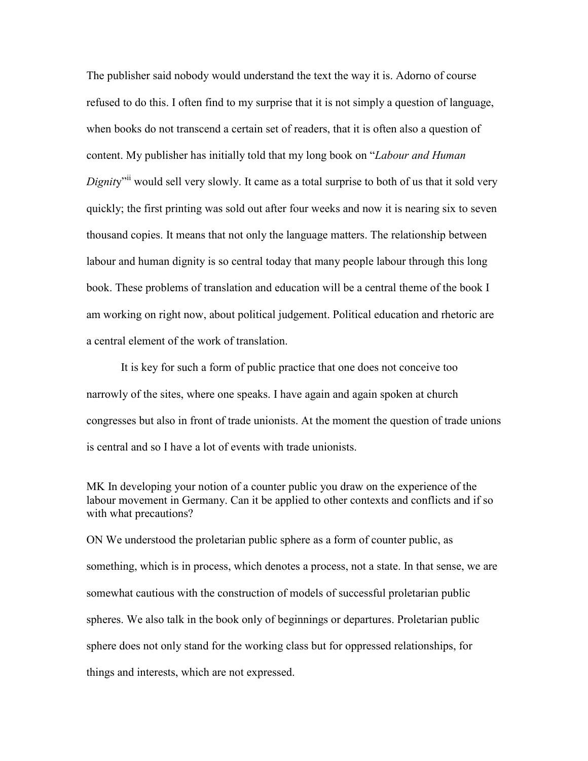The publisher said nobody would understand the text the way it is. Adorno of course refused to do this. I often find to my surprise that it is not simply a question of language, when books do not transcend a certain set of readers, that it is often also a question of content. My publisher has initially told that my long book on "*Labour and Human Dignity*"[ii] would sell very slowly. It came as a total surprise to both of us that it sold very quickly; the first printing was sold out after four weeks and now it is nearing six to seven thousand copies. It means that not only the language matters. The relationship between labour and human dignity is so central today that many people labour through this long book. These problems of translation and education will be a central theme of the book I am working on right now, about political judgement. Political education and rhetoric are a central element of the work of translation.

It is key for such a form of public practice that one does not conceive too narrowly of the sites, where one speaks. I have again and again spoken at church congresses but also in front of trade unionists. At the moment the question of trade unions is central and so I have a lot of events with trade unionists.

MK In developing your notion of a counter public you draw on the experience of the labour movement in Germany. Can it be applied to other contexts and conflicts and if so with what precautions?

ON We understood the proletarian public sphere as a form of counter public, as something, which is in process, which denotes a process, not a state. In that sense, we are somewhat cautious with the construction of models of successful proletarian public spheres. We also talk in the book only of beginnings or departures. Proletarian public sphere does not only stand for the working class but for oppressed relationships, for things and interests, which are not expressed.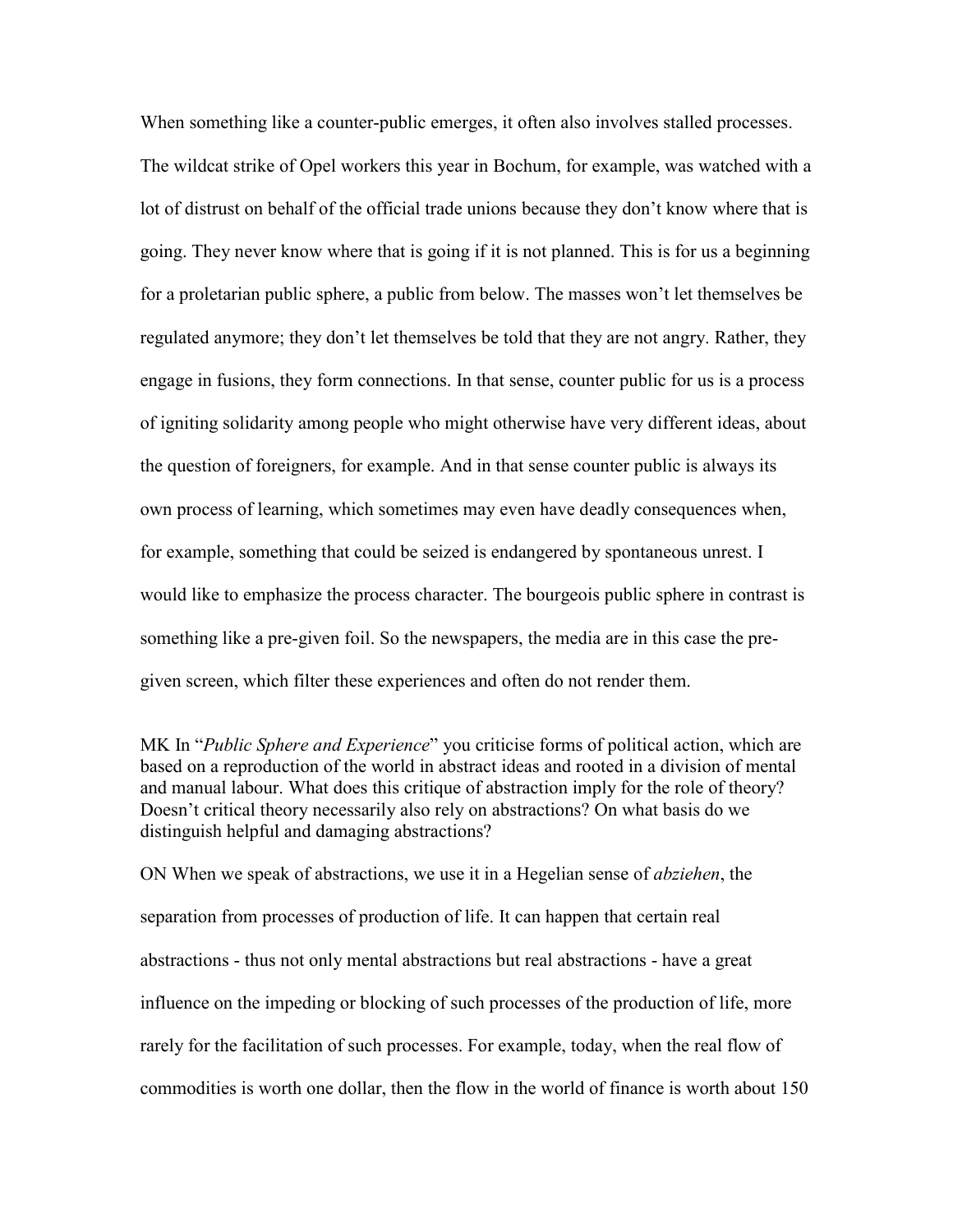When something like a counter-public emerges, it often also involves stalled processes. The wildcat strike of Opel workers this year in Bochum, for example, was watched with a lot of distrust on behalf of the official trade unions because they don't know where that is going. They never know where that is going if it is not planned. This is for us a beginning for a proletarian public sphere, a public from below. The masses won't let themselves be regulated anymore; they don't let themselves be told that they are not angry. Rather, they engage in fusions, they form connections. In that sense, counter public for us is a process of igniting solidarity among people who might otherwise have very different ideas, about the question of foreigners, for example. And in that sense counter public is always its own process of learning, which sometimes may even have deadly consequences when, for example, something that could be seized is endangered by spontaneous unrest. I would like to emphasize the process character. The bourgeois public sphere in contrast is something like a pre-given foil. So the newspapers, the media are in this case the pre-given screen, which filter these experiences and often do not render them.

MK In "*Public Sphere and Experience*" you criticise forms of political action, which are based on a reproduction of the world in abstract ideas and rooted in a division of mental and manual labour. What does this critique of abstraction imply for the role of theory? Doesn't critical theory necessarily also rely on abstractions? On what basis do we distinguish helpful and damaging abstractions?

ON When we speak of abstractions, we use it in a Hegelian sense of *abziehen*, the separation from processes of production of life. It can happen that certain real abstractions - thus not only mental abstractions but real abstractions - have a great influence on the impeding or blocking of such processes of the production of life, more rarely for the facilitation of such processes. For example, today, when the real flow of commodities is worth one dollar, then the flow in the world of finance is worth about 150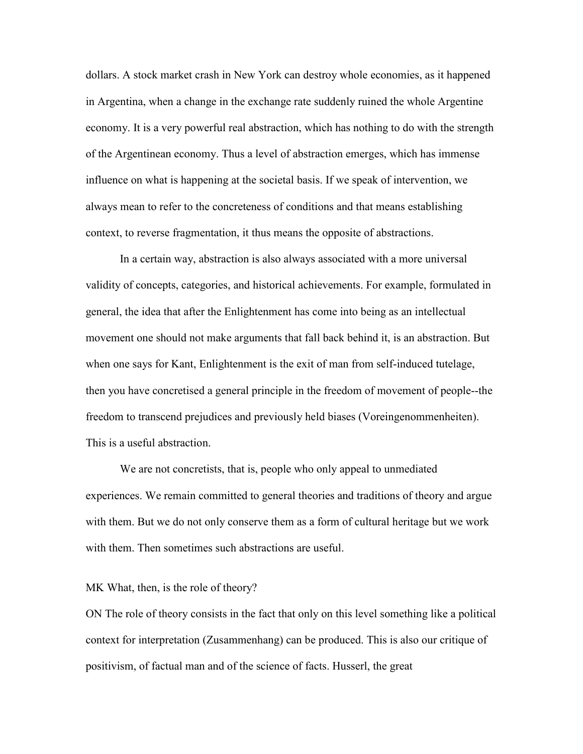dollars. A stock market crash in New York can destroy whole economies, as it happened in Argentina, when a change in the exchange rate suddenly ruined the whole Argentine economy. It is a very powerful real abstraction, which has nothing to do with the strength of the Argentinean economy. Thus a level of abstraction emerges, which has immense influence on what is happening at the societal basis. If we speak of intervention, we always mean to refer to the concreteness of conditions and that means establishing context, to reverse fragmentation, it thus means the opposite of abstractions.

In a certain way, abstraction is also always associated with a more universal validity of concepts, categories, and historical achievements. For example, formulated in general, the idea that after the Enlightenment has come into being as an intellectual movement one should not make arguments that fall back behind it, is an abstraction. But when one says for Kant, Enlightenment is the exit of man from self-induced tutelage, then you have concretised a general principle in the freedom of movement of people--the freedom to transcend prejudices and previously held biases (Voreingenommenheiten). This is a useful abstraction.

We are not concretists, that is, people who only appeal to unmediated experiences. We remain committed to general theories and traditions of theory and argue with them. But we do not only conserve them as a form of cultural heritage but we work with them. Then sometimes such abstractions are useful.

MK What, then, is the role of theory?

ON The role of theory consists in the fact that only on this level something like a political context for interpretation (Zusammenhang) can be produced. This is also our critique of positivism, of factual man and of the science of facts. Husserl, the great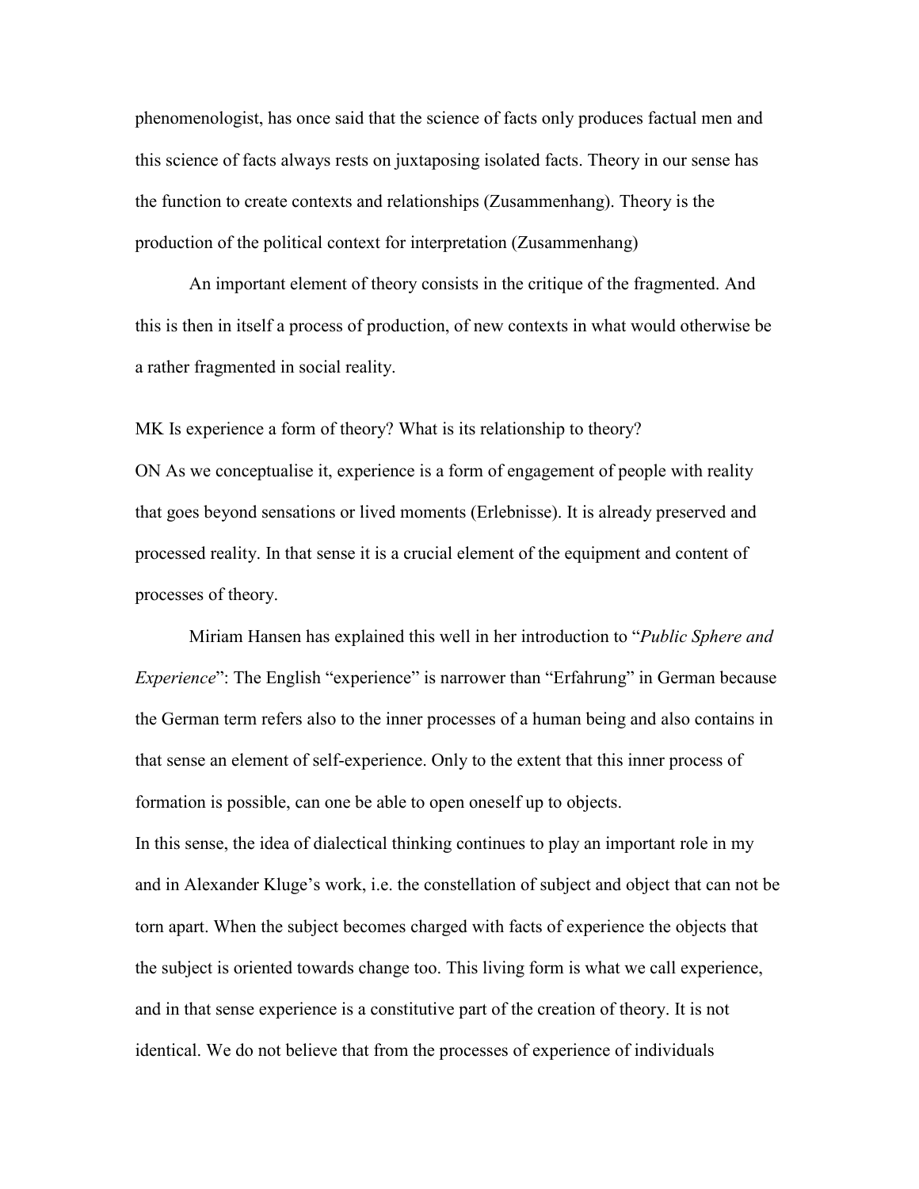phenomenologist, has once said that the science of facts only produces factual men and this science of facts always rests on juxtaposing isolated facts. Theory in our sense has the function to create contexts and relationships (Zusammenhang). Theory is the production of the political context for interpretation (Zusammenhang)

An important element of theory consists in the critique of the fragmented. And this is then in itself a process of production, of new contexts in what would otherwise be a rather fragmented in social reality.

MK Is experience a form of theory? What is its relationship to theory?

ON As we conceptualise it, experience is a form of engagement of people with reality that goes beyond sensations or lived moments (Erlebnisse). It is already preserved and processed reality. In that sense it is a crucial element of the equipment and content of processes of theory.

Miriam Hansen has explained this well in her introduction to "*Public Sphere and Experience*": The English "experience" is narrower than "Erfahrung" in German because the German term refers also to the inner processes of a human being and also contains in that sense an element of self-experience. Only to the extent that this inner process of formation is possible, can one be able to open oneself up to objects.

In this sense, the idea of dialectical thinking continues to play an important role in my and in Alexander Kluge's work, i.e. the constellation of subject and object that can not be torn apart. When the subject becomes charged with facts of experience the objects that the subject is oriented towards change too. This living form is what we call experience, and in that sense experience is a constitutive part of the creation of theory. It is not identical. We do not believe that from the processes of experience of individuals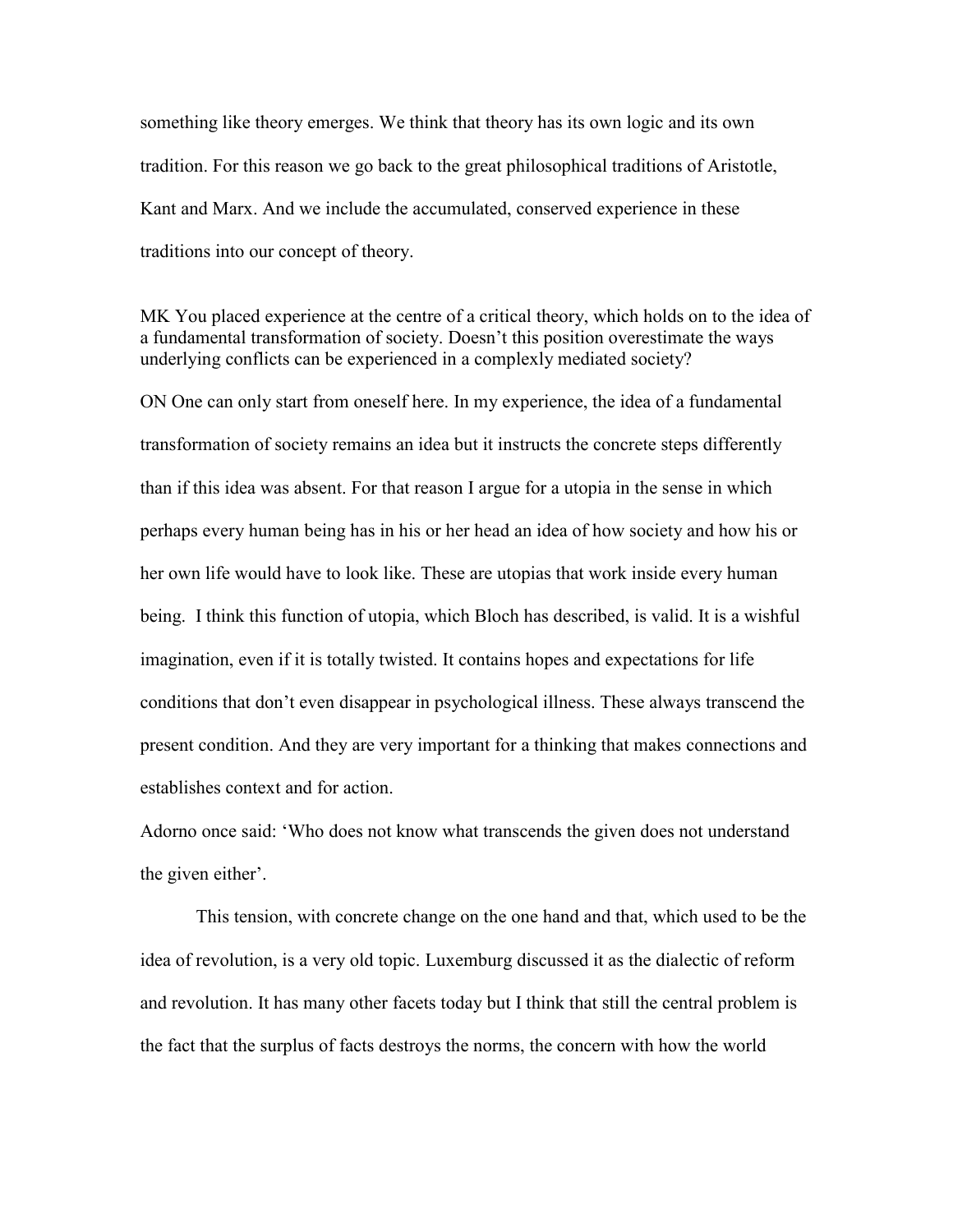something like theory emerges. We think that theory has its own logic and its own tradition. For this reason we go back to the great philosophical traditions of Aristotle, Kant and Marx. And we include the accumulated, conserved experience in these traditions into our concept of theory.

MK You placed experience at the centre of a critical theory, which holds on to the idea of a fundamental transformation of society. Doesn't this position overestimate the ways underlying conflicts can be experienced in a complexly mediated society?

ON One can only start from oneself here. In my experience, the idea of a fundamental transformation of society remains an idea but it instructs the concrete steps differently than if this idea was absent. For that reason I argue for a utopia in the sense in which perhaps every human being has in his or her head an idea of how society and how his or her own life would have to look like. These are utopias that work inside every human being. I think this function of utopia, which Bloch has described, is valid. It is a wishful imagination, even if it is totally twisted. It contains hopes and expectations for life conditions that don't even disappear in psychological illness. These always transcend the present condition. And they are very important for a thinking that makes connections and establishes context and for action.

Adorno once said: 'Who does not know what transcends the given does not understand the given either'.

This tension, with concrete change on the one hand and that, which used to be the idea of revolution, is a very old topic. Luxemburg discussed it as the dialectic of reform and revolution. It has many other facets today but I think that still the central problem is the fact that the surplus of facts destroys the norms, the concern with how the world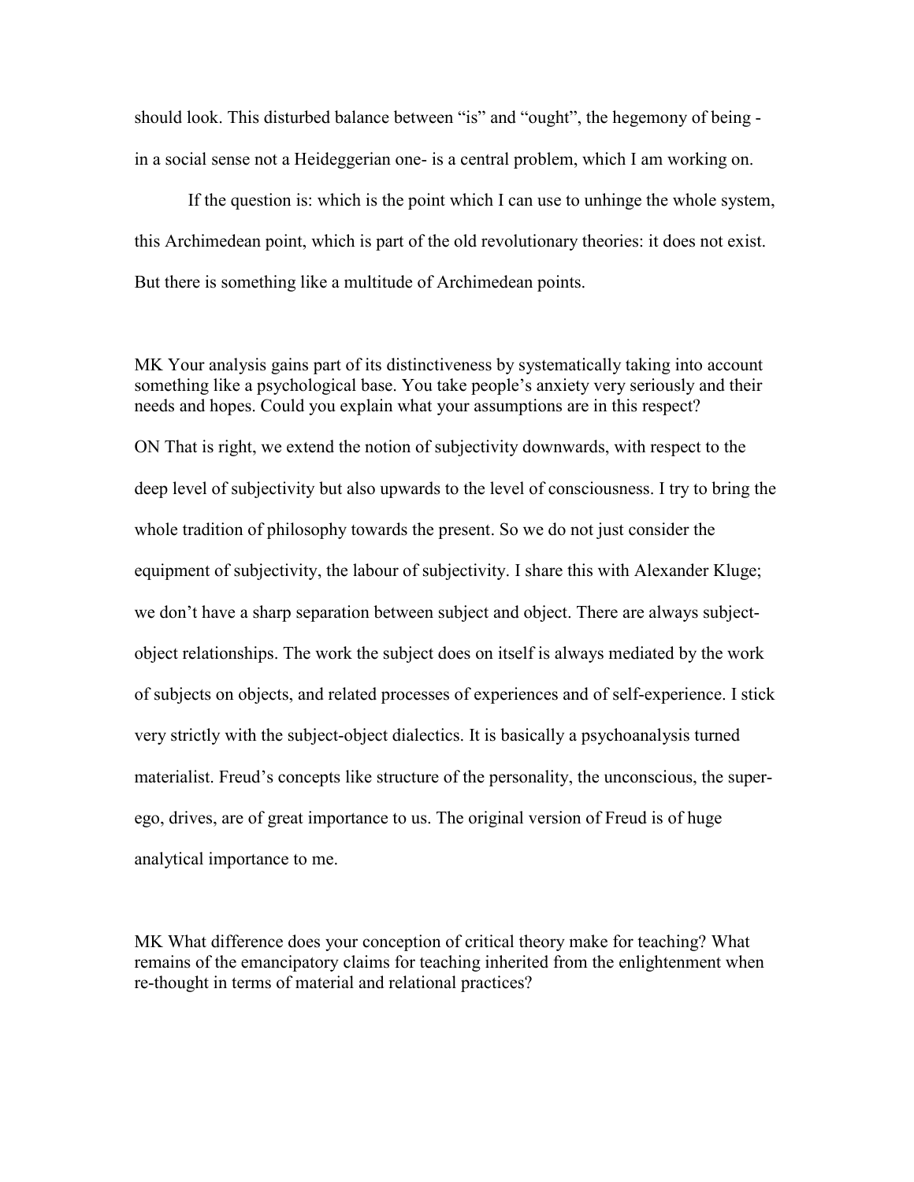should look. This disturbed balance between "is" and "ought", the hegemony of being - in a social sense not a Heideggerian one- is a central problem, which I am working on.

If the question is: which is the point which I can use to unhinge the whole system, this Archimedean point, which is part of the old revolutionary theories: it does not exist. But there is something like a multitude of Archimedean points.

MK Your analysis gains part of its distinctiveness by systematically taking into account something like a psychological base. You take people's anxiety very seriously and their needs and hopes. Could you explain what your assumptions are in this respect?

ON That is right, we extend the notion of subjectivity downwards, with respect to the deep level of subjectivity but also upwards to the level of consciousness. I try to bring the whole tradition of philosophy towards the present. So we do not just consider the equipment of subjectivity, the labour of subjectivity. I share this with Alexander Kluge; we don't have a sharp separation between subject and object. There are always subject-object relationships. The work the subject does on itself is always mediated by the work of subjects on objects, and related processes of experiences and of self-experience. I stick very strictly with the subject-object dialectics. It is basically a psychoanalysis turned materialist. Freud's concepts like structure of the personality, the unconscious, the super-ego, drives, are of great importance to us. The original version of Freud is of huge analytical importance to me.

MK What difference does your conception of critical theory make for teaching? What remains of the emancipatory claims for teaching inherited from the enlightenment when re-thought in terms of material and relational practices?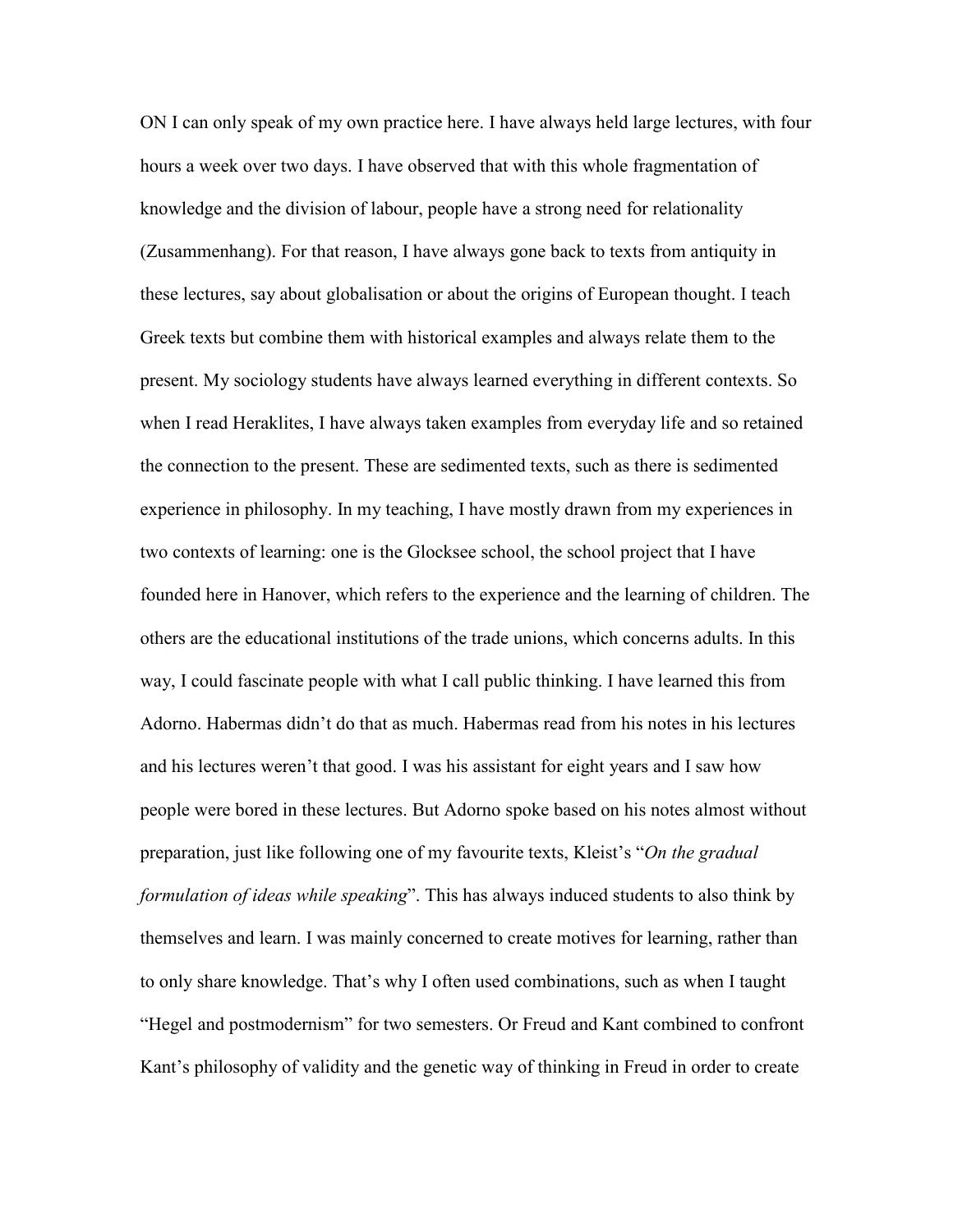ON I can only speak of my own practice here. I have always held large lectures, with four hours a week over two days. I have observed that with this whole fragmentation of knowledge and the division of labour, people have a strong need for relationality (Zusammenhang). For that reason, I have always gone back to texts from antiquity in these lectures, say about globalisation or about the origins of European thought. I teach Greek texts but combine them with historical examples and always relate them to the present. My sociology students have always learned everything in different contexts. So when I read Heraklites, I have always taken examples from everyday life and so retained the connection to the present. These are sedimented texts, such as there is sedimented experience in philosophy. In my teaching, I have mostly drawn from my experiences in two contexts of learning: one is the Glocksee school, the school project that I have founded here in Hanover, which refers to the experience and the learning of children. The others are the educational institutions of the trade unions, which concerns adults. In this way, I could fascinate people with what I call public thinking. I have learned this from Adorno. Habermas didn't do that as much. Habermas read from his notes in his lectures and his lectures weren't that good. I was his assistant for eight years and I saw how people were bored in these lectures. But Adorno spoke based on his notes almost without preparation, just like following one of my favourite texts, Kleist's "*On the gradual formulation of ideas while speaking*". This has always induced students to also think by themselves and learn. I was mainly concerned to create motives for learning, rather than to only share knowledge. That's why I often used combinations, such as when I taught "Hegel and postmodernism" for two semesters. Or Freud and Kant combined to confront Kant's philosophy of validity and the genetic way of thinking in Freud in order to create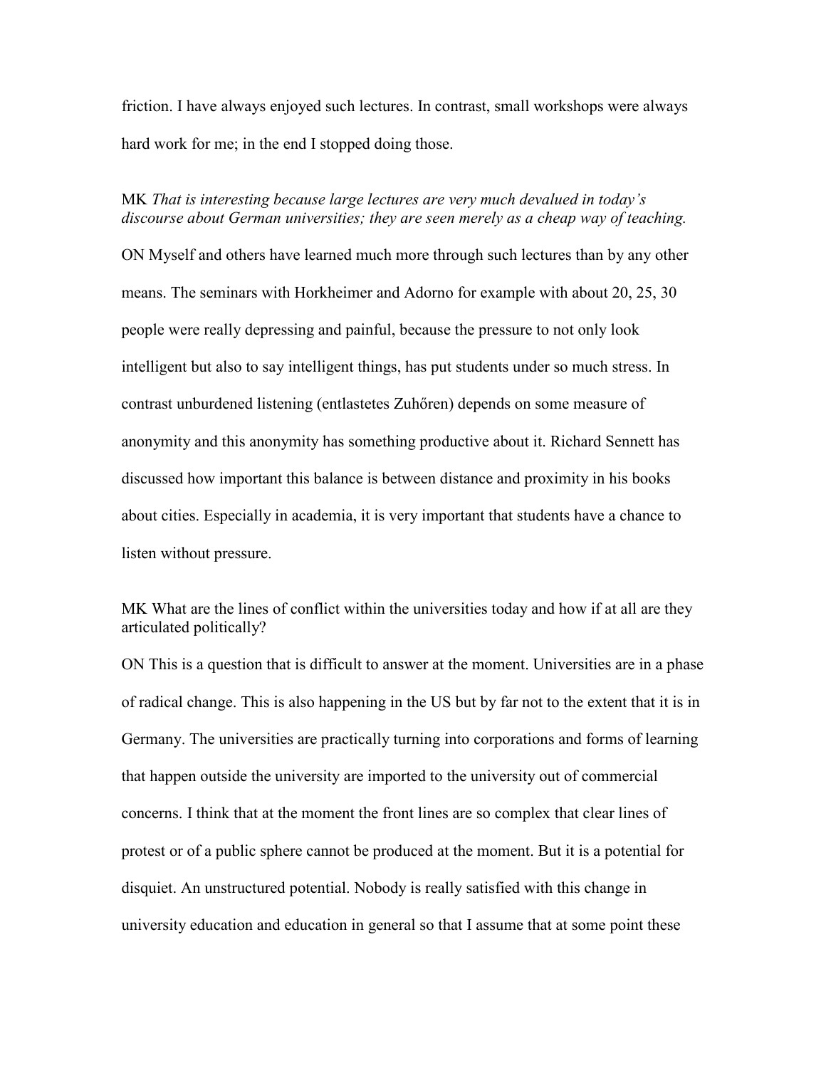friction. I have always enjoyed such lectures. In contrast, small workshops were always hard work for me; in the end I stopped doing those.

MK *That is interesting because large lectures are very much devalued in today's discourse about German universities; they are seen merely as a cheap way of teaching.*

ON Myself and others have learned much more through such lectures than by any other means. The seminars with Horkheimer and Adorno for example with about 20, 25, 30 people were really depressing and painful, because the pressure to not only look intelligent but also to say intelligent things, has put students under so much stress. In contrast unburdened listening (entlastetes Zuhőren) depends on some measure of anonymity and this anonymity has something productive about it. Richard Sennett has discussed how important this balance is between distance and proximity in his books about cities. Especially in academia, it is very important that students have a chance to listen without pressure.

MK What are the lines of conflict within the universities today and how if at all are they articulated politically?

ON This is a question that is difficult to answer at the moment. Universities are in a phase of radical change. This is also happening in the US but by far not to the extent that it is in Germany. The universities are practically turning into corporations and forms of learning that happen outside the university are imported to the university out of commercial concerns. I think that at the moment the front lines are so complex that clear lines of protest or of a public sphere cannot be produced at the moment. But it is a potential for disquiet. An unstructured potential. Nobody is really satisfied with this change in university education and education in general so that I assume that at some point these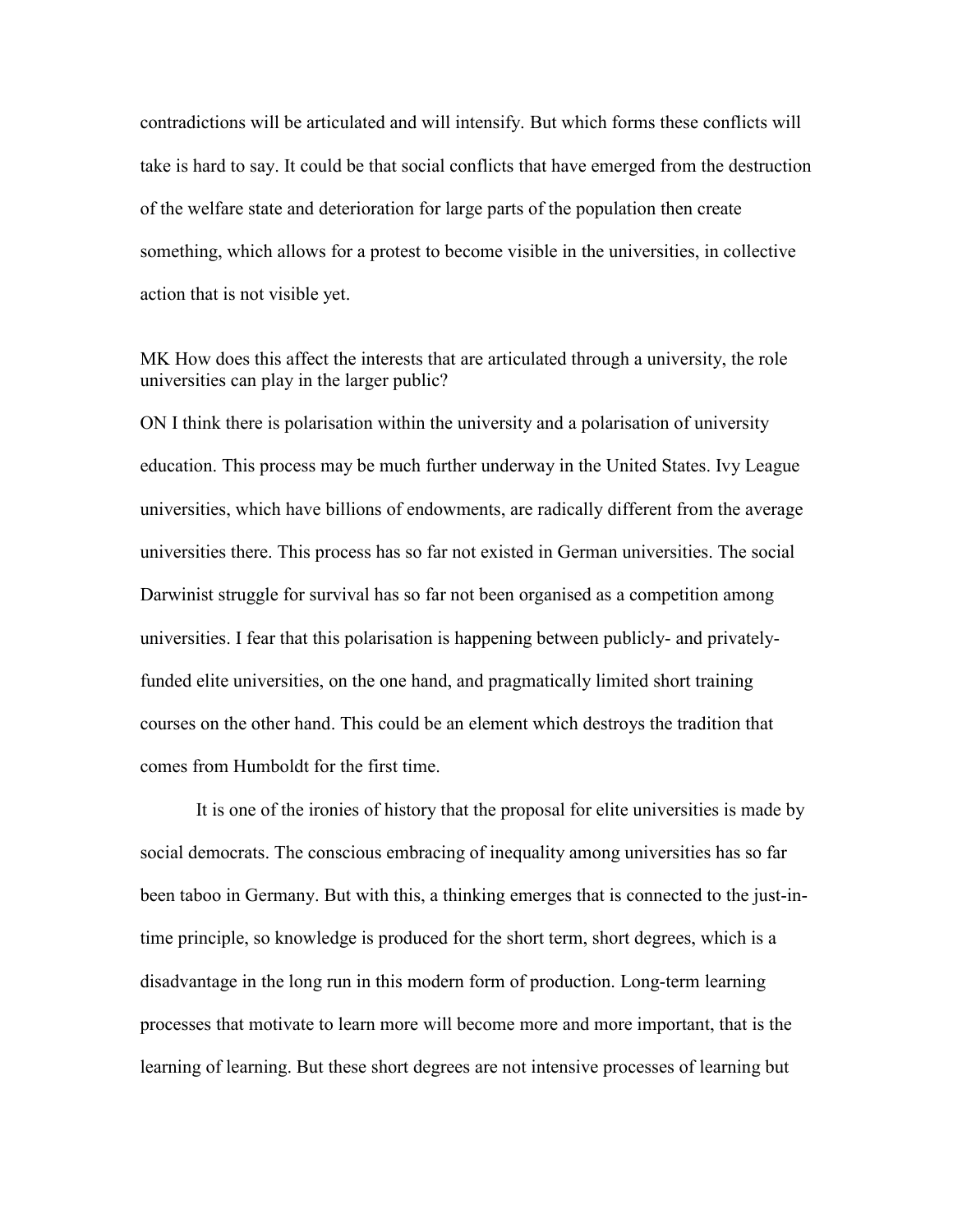contradictions will be articulated and will intensify. But which forms these conflicts will take is hard to say. It could be that social conflicts that have emerged from the destruction of the welfare state and deterioration for large parts of the population then create something, which allows for a protest to become visible in the universities, in collective action that is not visible yet.

MK How does this affect the interests that are articulated through a university, the role universities can play in the larger public?

ON I think there is polarisation within the university and a polarisation of university education. This process may be much further underway in the United States. Ivy League universities, which have billions of endowments, are radically different from the average universities there. This process has so far not existed in German universities. The social Darwinist struggle for survival has so far not been organised as a competition among universities. I fear that this polarisation is happening between publicly- and privately-funded elite universities, on the one hand, and pragmatically limited short training courses on the other hand. This could be an element which destroys the tradition that comes from Humboldt for the first time.

It is one of the ironies of history that the proposal for elite universities is made by social democrats. The conscious embracing of inequality among universities has so far been taboo in Germany. But with this, a thinking emerges that is connected to the just-in-time principle, so knowledge is produced for the short term, short degrees, which is a disadvantage in the long run in this modern form of production. Long-term learning processes that motivate to learn more will become more and more important, that is the learning of learning. But these short degrees are not intensive processes of learning but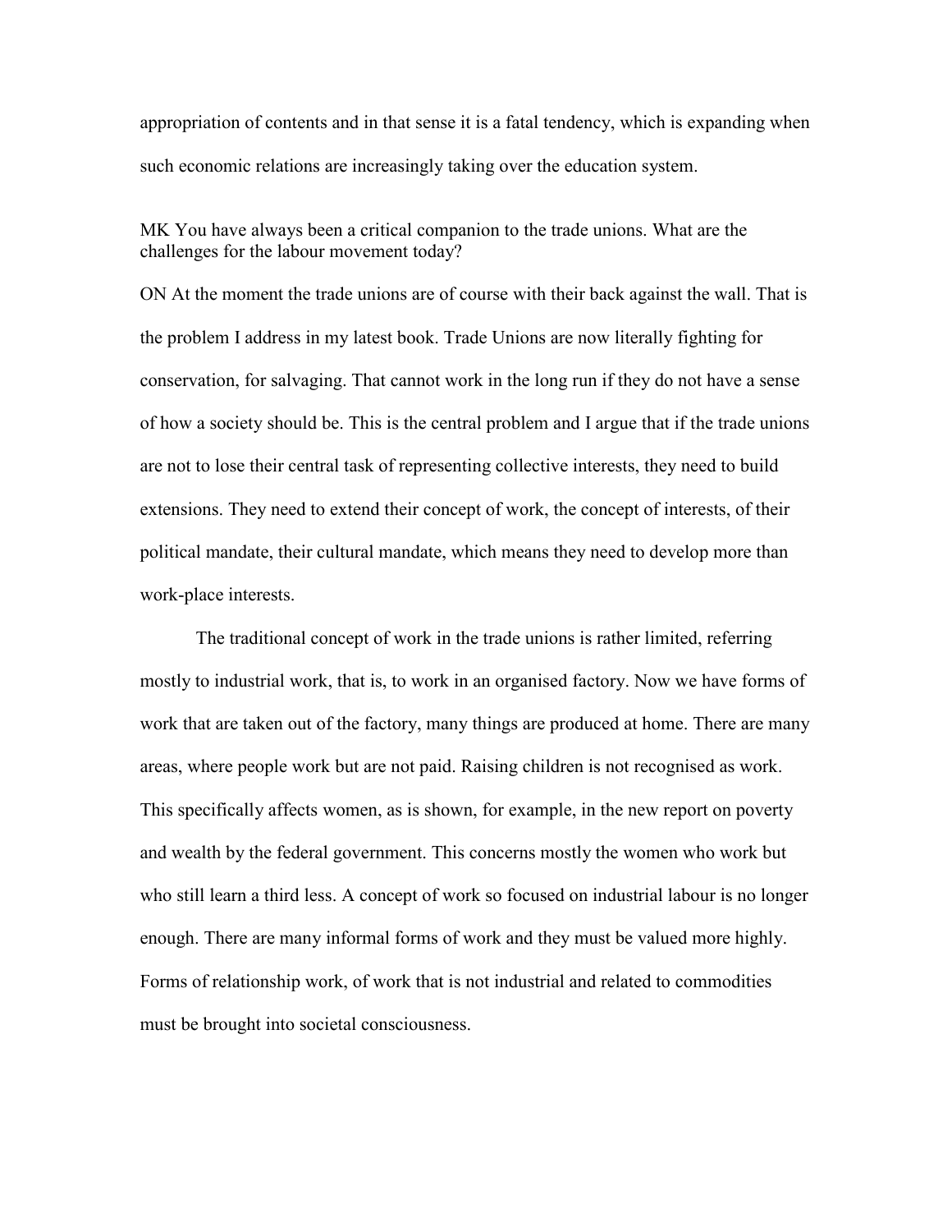appropriation of contents and in that sense it is a fatal tendency, which is expanding when such economic relations are increasingly taking over the education system.

MK You have always been a critical companion to the trade unions. What are the challenges for the labour movement today?

ON At the moment the trade unions are of course with their back against the wall. That is the problem I address in my latest book. Trade Unions are now literally fighting for conservation, for salvaging. That cannot work in the long run if they do not have a sense of how a society should be. This is the central problem and I argue that if the trade unions are not to lose their central task of representing collective interests, they need to build extensions. They need to extend their concept of work, the concept of interests, of their political mandate, their cultural mandate, which means they need to develop more than work-place interests.

The traditional concept of work in the trade unions is rather limited, referring mostly to industrial work, that is, to work in an organised factory. Now we have forms of work that are taken out of the factory, many things are produced at home. There are many areas, where people work but are not paid. Raising children is not recognised as work. This specifically affects women, as is shown, for example, in the new report on poverty and wealth by the federal government. This concerns mostly the women who work but who still learn a third less. A concept of work so focused on industrial labour is no longer enough. There are many informal forms of work and they must be valued more highly. Forms of relationship work, of work that is not industrial and related to commodities must be brought into societal consciousness.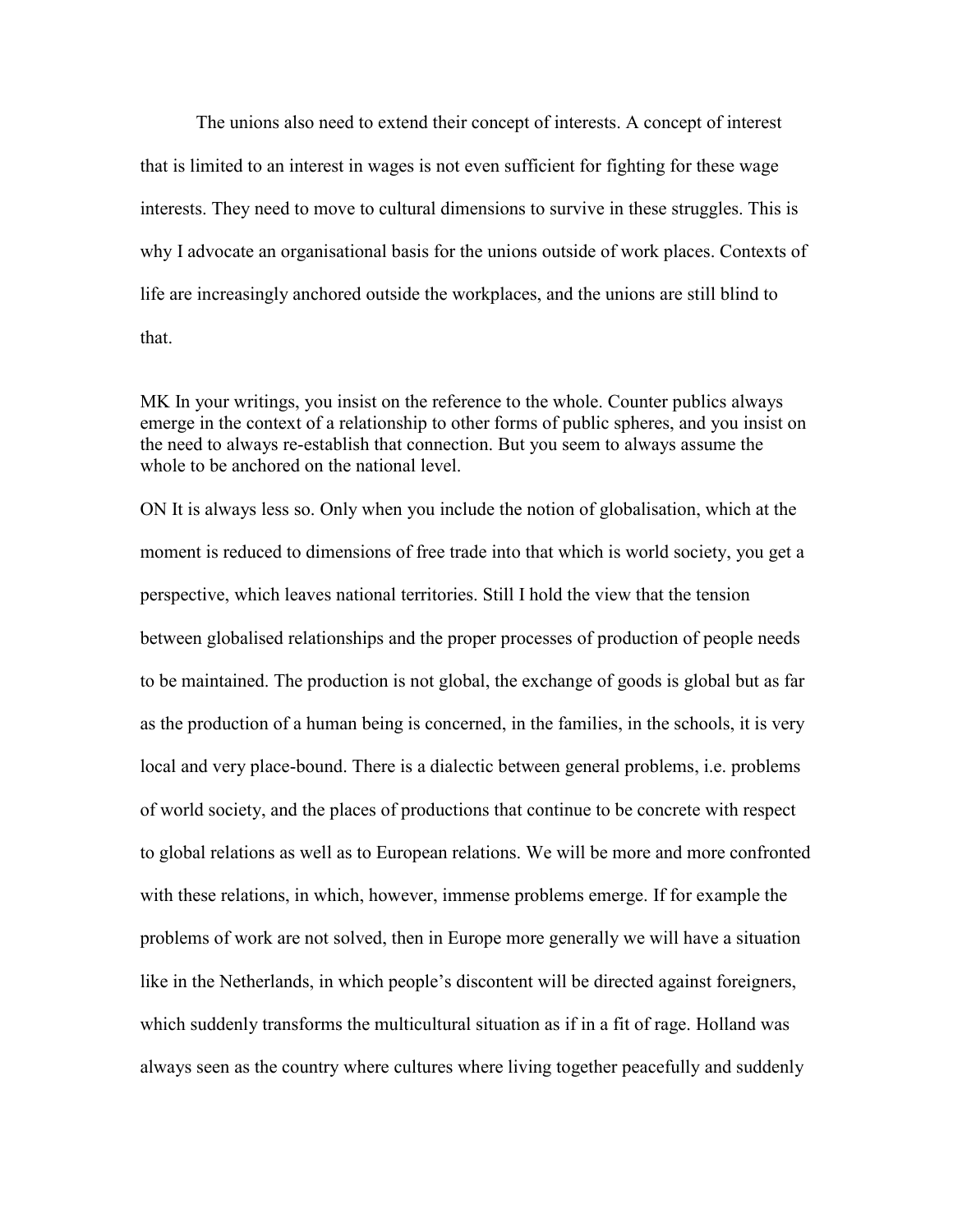The unions also need to extend their concept of interests. A concept of interest that is limited to an interest in wages is not even sufficient for fighting for these wage interests. They need to move to cultural dimensions to survive in these struggles. This is why I advocate an organisational basis for the unions outside of work places. Contexts of life are increasingly anchored outside the workplaces, and the unions are still blind to that.

MK In your writings, you insist on the reference to the whole. Counter publics always emerge in the context of a relationship to other forms of public spheres, and you insist on the need to always re-establish that connection. But you seem to always assume the whole to be anchored on the national level.

ON It is always less so. Only when you include the notion of globalisation, which at the moment is reduced to dimensions of free trade into that which is world society, you get a perspective, which leaves national territories. Still I hold the view that the tension between globalised relationships and the proper processes of production of people needs to be maintained. The production is not global, the exchange of goods is global but as far as the production of a human being is concerned, in the families, in the schools, it is very local and very place-bound. There is a dialectic between general problems, i.e. problems of world society, and the places of productions that continue to be concrete with respect to global relations as well as to European relations. We will be more and more confronted with these relations, in which, however, immense problems emerge. If for example the problems of work are not solved, then in Europe more generally we will have a situation like in the Netherlands, in which people's discontent will be directed against foreigners, which suddenly transforms the multicultural situation as if in a fit of rage. Holland was always seen as the country where cultures where living together peacefully and suddenly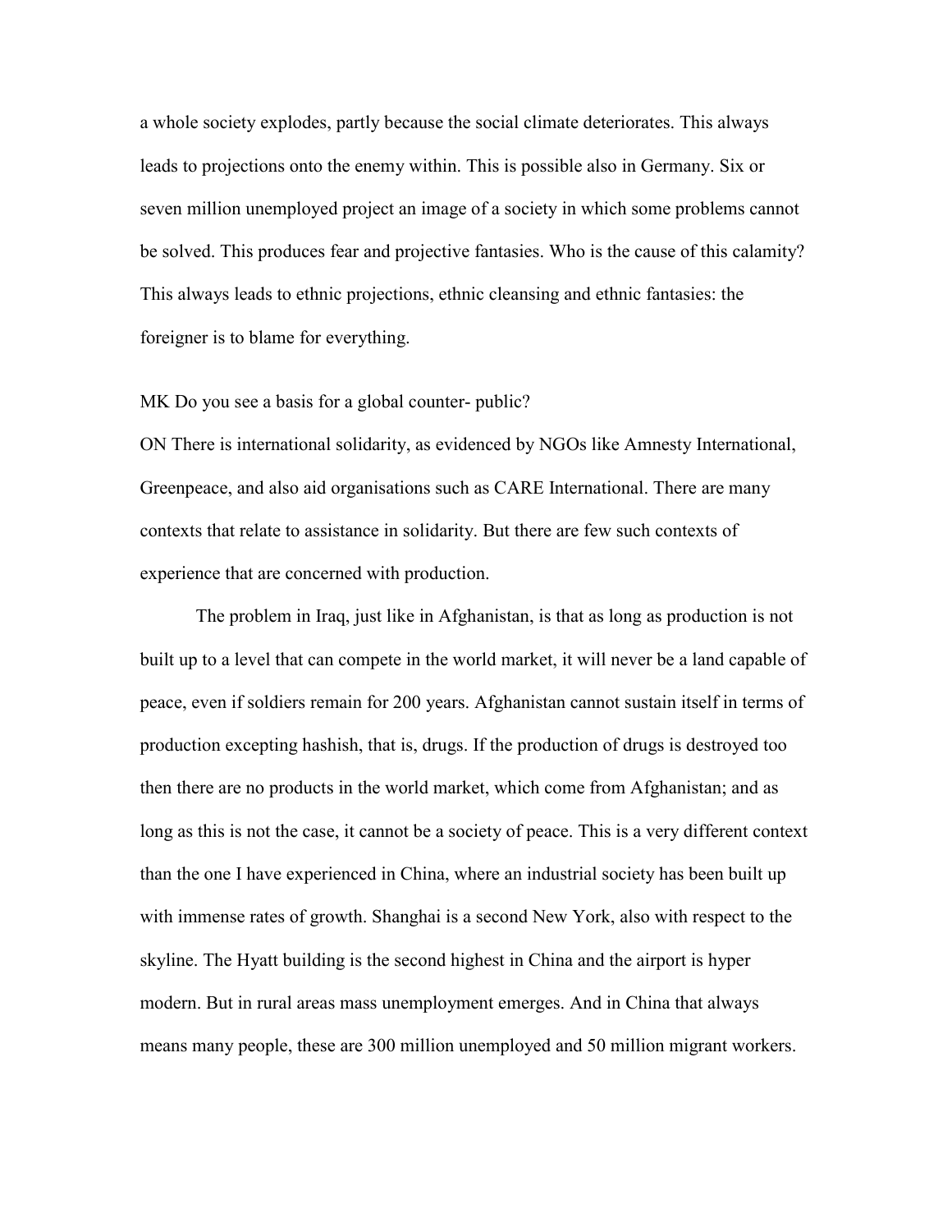a whole society explodes, partly because the social climate deteriorates. This always leads to projections onto the enemy within. This is possible also in Germany. Six or seven million unemployed project an image of a society in which some problems cannot be solved. This produces fear and projective fantasies. Who is the cause of this calamity? This always leads to ethnic projections, ethnic cleansing and ethnic fantasies: the foreigner is to blame for everything.

MK Do you see a basis for a global counter- public?

ON There is international solidarity, as evidenced by NGOs like Amnesty International, Greenpeace, and also aid organisations such as CARE International. There are many contexts that relate to assistance in solidarity. But there are few such contexts of experience that are concerned with production.

The problem in Iraq, just like in Afghanistan, is that as long as production is not built up to a level that can compete in the world market, it will never be a land capable of peace, even if soldiers remain for 200 years. Afghanistan cannot sustain itself in terms of production excepting hashish, that is, drugs. If the production of drugs is destroyed too then there are no products in the world market, which come from Afghanistan; and as long as this is not the case, it cannot be a society of peace. This is a very different context than the one I have experienced in China, where an industrial society has been built up with immense rates of growth. Shanghai is a second New York, also with respect to the skyline. The Hyatt building is the second highest in China and the airport is hyper modern. But in rural areas mass unemployment emerges. And in China that always means many people, these are 300 million unemployed and 50 million migrant workers.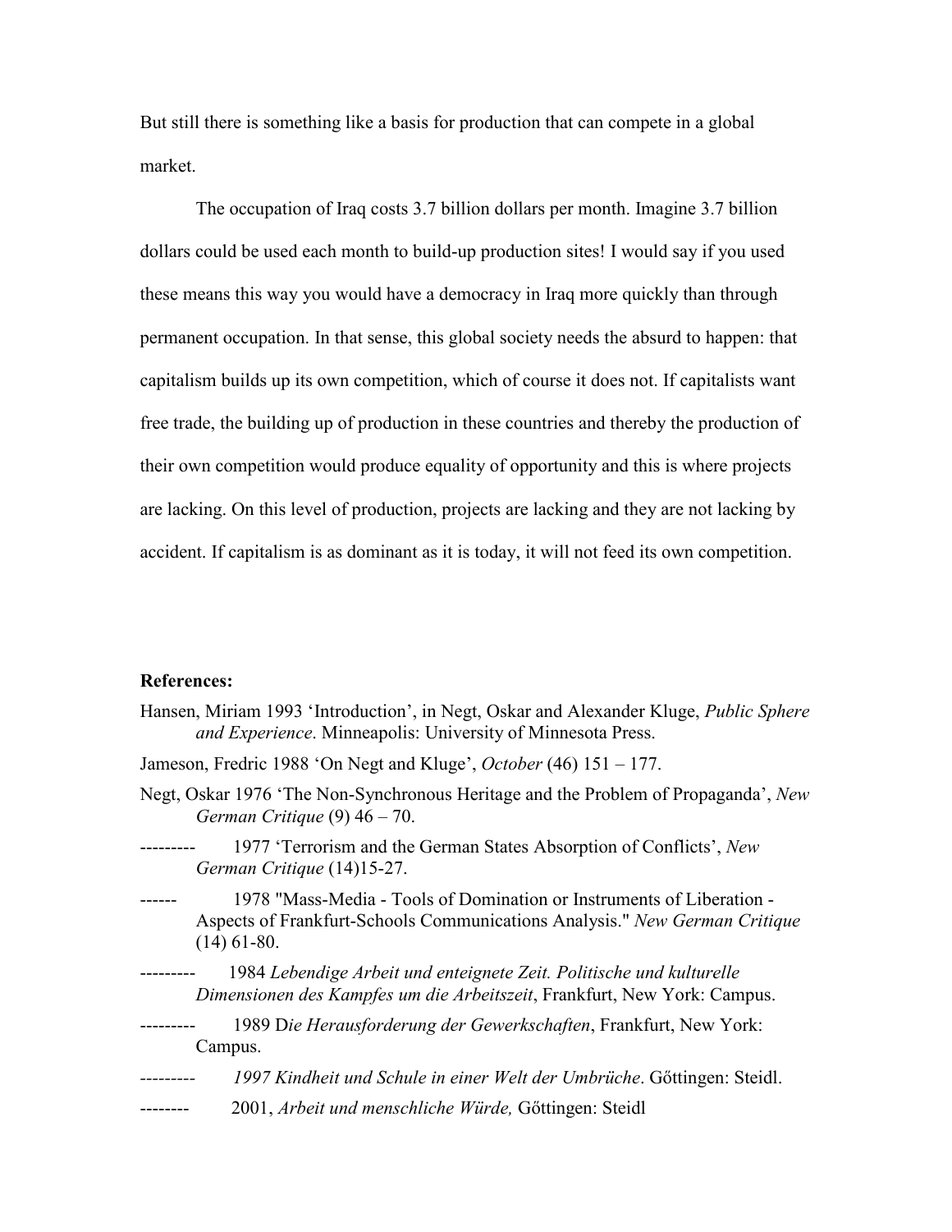But still there is something like a basis for production that can compete in a global market.

The occupation of Iraq costs 3.7 billion dollars per month. Imagine 3.7 billion dollars could be used each month to build-up production sites! I would say if you used these means this way you would have a democracy in Iraq more quickly than through permanent occupation. In that sense, this global society needs the absurd to happen: that capitalism builds up its own competition, which of course it does not. If capitalists want free trade, the building up of production in these countries and thereby the production of their own competition would produce equality of opportunity and this is where projects are lacking. On this level of production, projects are lacking and they are not lacking by accident. If capitalism is as dominant as it is today, it will not feed its own competition.

**References:**

Hansen, Miriam 1993 'Introduction', in Negt, Oskar and Alexander Kluge, *Public Sphere and Experience*. Minneapolis: University of Minnesota Press.

Jameson, Fredric 1988 'On Negt and Kluge', *October* (46) 151 – 177.

Negt, Oskar 1976 'The Non-Synchronous Heritage and the Problem of Propaganda', *New German Critique* (9) 46 – 70.

--------- 1977 'Terrorism and the German States Absorption of Conflicts', *New German Critique* (14)15-27.

------ 1978 "Mass-Media - Tools of Domination or Instruments of Liberation - Aspects of Frankfurt-Schools Communications Analysis." *New German Critique* (14) 61-80.

--------- 1984 *Lebendige Arbeit und enteignete Zeit. Politische und kulturelle Dimensionen des Kampfes um die Arbeitszeit*, Frankfurt, New York: Campus.

--------- 1989 D*ie Herausforderung der Gewerkschaften*, Frankfurt, New York: Campus.

--------- *1997 Kindheit und Schule in einer Welt der Umbrüche*. Gőttingen: Steidl.

-------- 2001, *Arbeit und menschliche Würde,* Gőttingen: Steidl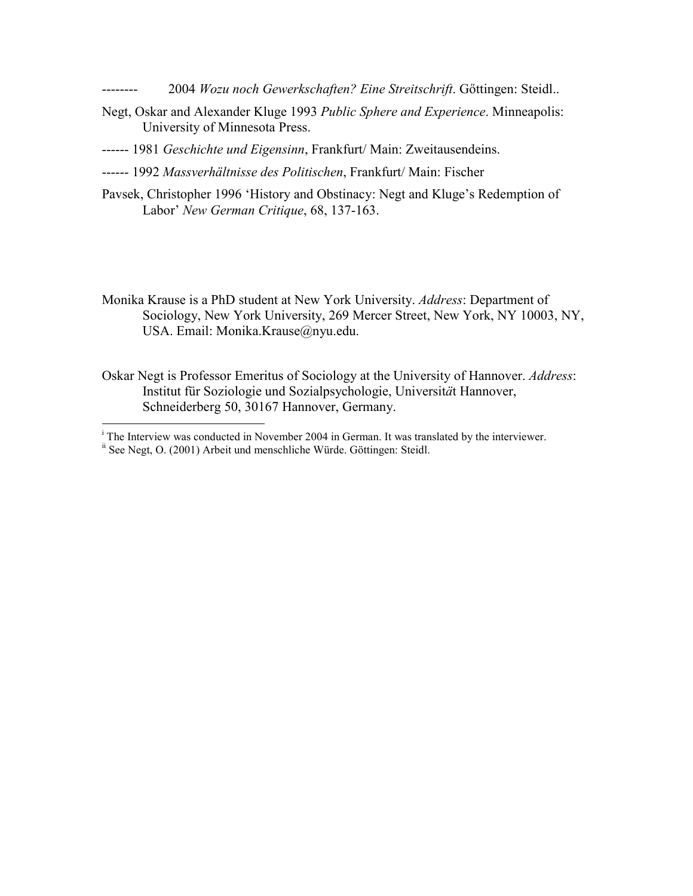-------- 2004 *Wozu noch Gewerkschaften? Eine Streitschrift*. Gőttingen: Steidl..

Negt, Oskar and Alexander Kluge 1993 *Public Sphere and Experience*. Minneapolis: University of Minnesota Press.

------ 1981 *Geschichte und Eigensinn*, Frankfurt/ Main: Zweitausendeins.

------ 1992 *Massverhältnisse des Politischen*, Frankfurt/ Main: Fischer

Pavsek, Christopher 1996 'History and Obstinacy: Negt and Kluge's Redemption of Labor' *New German Critique*, 68, 137-163.

Monika Krause is a PhD student at New York University. *Address*: Department of Sociology, New York University, 269 Mercer Street, New York, NY 10003, NY, USA. Email: Monika.Krause@nyu.edu.

Oskar Negt is Professor Emeritus of Sociology at the University of Hannover. *Address*: Institut für Soziologie und Sozialpsychologie, Universität Hannover, Schneiderberg 50, 30167 Hannover, Germany.

---

[i] The Interview was conducted in November 2004 in German. It was translated by the interviewer.

[ii] See Negt, O. (2001) Arbeit und menschliche Würde. Göttingen: Steidl.